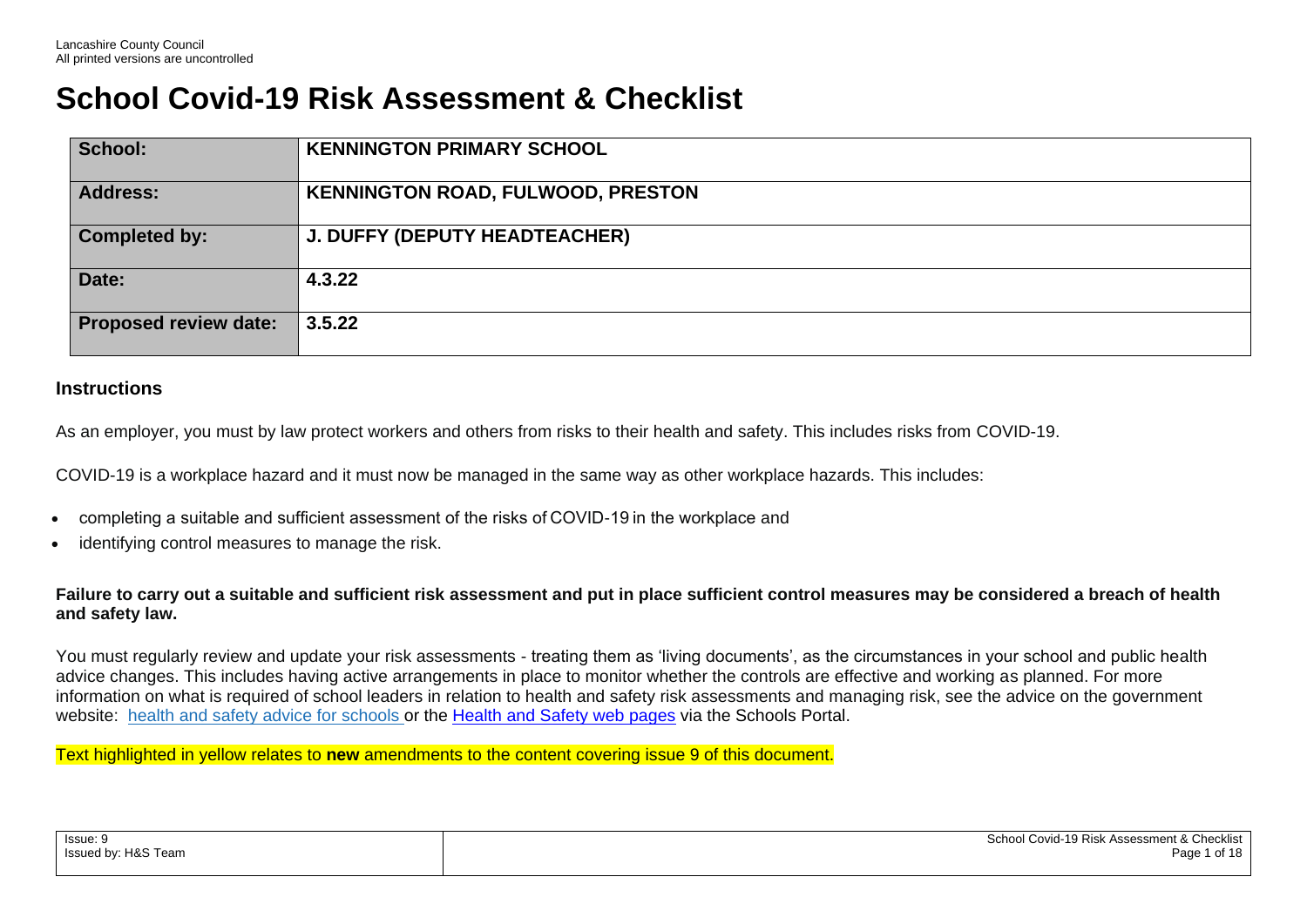Lancashire County Council
All printed versions are uncontrolled

# School Covid-19 Risk Assessment & Checklist

| School: | KENNINGTON PRIMARY SCHOOL |
|---|---|
| Address: | KENNINGTON ROAD, FULWOOD, PRESTON |
| Completed by: | J. DUFFY (DEPUTY HEADTEACHER) |
| Date: | 4.3.22 |
| Proposed review date: | 3.5.22 |

## Instructions

As an employer, you must by law protect workers and others from risks to their health and safety. This includes risks from COVID-19.

COVID-19 is a workplace hazard and it must now be managed in the same way as other workplace hazards. This includes:

- completing a suitable and sufficient assessment of the risks of COVID-19 in the workplace and
- identifying control measures to manage the risk.

**Failure to carry out a suitable and sufficient risk assessment and put in place sufficient control measures may be considered a breach of health and safety law.**

You must regularly review and update your risk assessments - treating them as 'living documents', as the circumstances in your school and public health advice changes. This includes having active arrangements in place to monitor whether the controls are effective and working as planned. For more information on what is required of school leaders in relation to health and safety risk assessments and managing risk, see the advice on the government website: health and safety advice for schools or the Health and Safety web pages via the Schools Portal.

Text highlighted in yellow relates to **new** amendments to the content covering issue 9 of this document.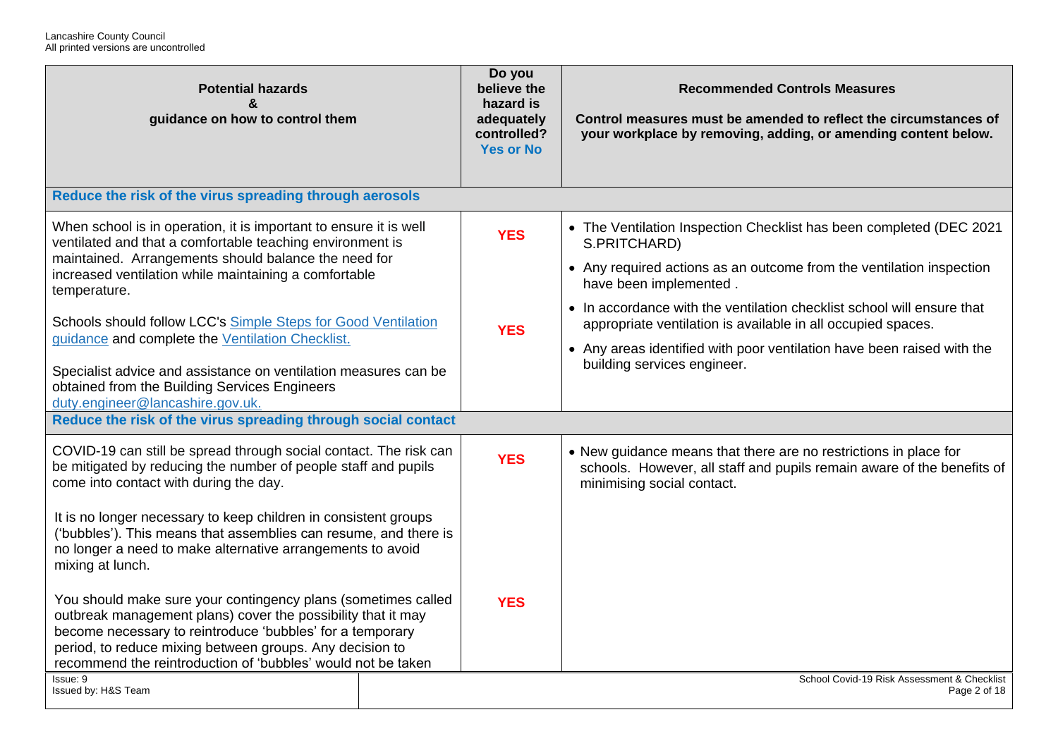| Potential hazards & guidance on how to control them | Do you believe the hazard is adequately controlled? Yes or No | Recommended Controls Measures<br><br>Control measures must be amended to reflect the circumstances of your workplace by removing, adding, or amending content below. |
|---|---|---|
| **Reduce the risk of the virus spreading through aerosols** | | |
| When school is in operation, it is important to ensure it is well ventilated and that a comfortable teaching environment is maintained. Arrangements should balance the need for increased ventilation while maintaining a comfortable temperature.<br><br>Schools should follow LCC's [Simple Steps for Good Ventilation guidance](#) and complete the [Ventilation Checklist.](#)<br><br>Specialist advice and assistance on ventilation measures can be obtained from the Building Services Engineers [duty.engineer@lancashire.gov.uk.](mailto:duty.engineer@lancashire.gov.uk) | **YES**<br><br>**YES** | • The Ventilation Inspection Checklist has been completed (DEC 2021 S.PRITCHARD)<br>• Any required actions as an outcome from the ventilation inspection have been implemented .<br>• In accordance with the ventilation checklist school will ensure that appropriate ventilation is available in all occupied spaces.<br>• Any areas identified with poor ventilation have been raised with the building services engineer. |
| **Reduce the risk of the virus spreading through social contact** | | |
| COVID-19 can still be spread through social contact. The risk can be mitigated by reducing the number of people staff and pupils come into contact with during the day.<br><br>It is no longer necessary to keep children in consistent groups ('bubbles'). This means that assemblies can resume, and there is no longer a need to make alternative arrangements to avoid mixing at lunch.<br><br>You should make sure your contingency plans (sometimes called outbreak management plans) cover the possibility that it may become necessary to reintroduce 'bubbles' for a temporary period, to reduce mixing between groups. Any decision to recommend the reintroduction of 'bubbles' would not be taken | **YES**<br><br>**YES** | • New guidance means that there are no restrictions in place for schools. However, all staff and pupils remain aware of the benefits of minimising social contact. |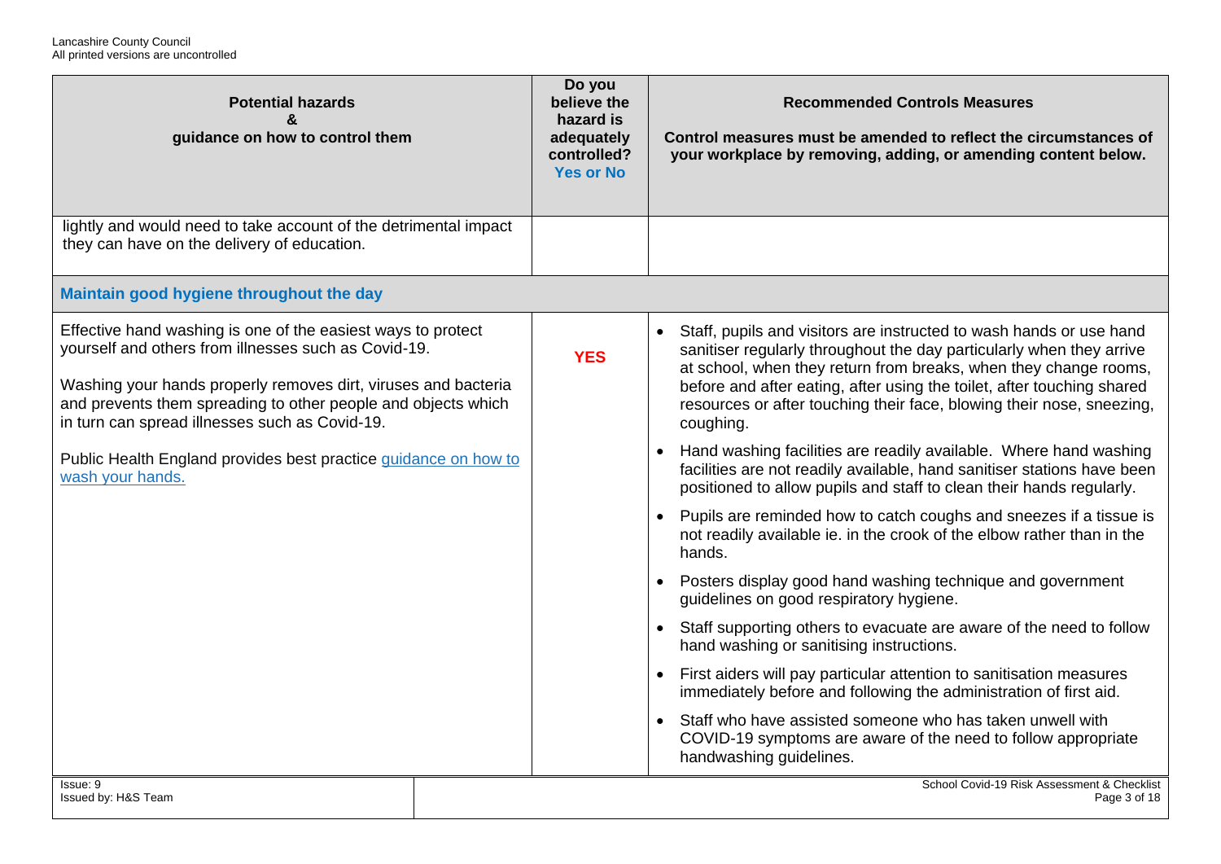| Potential hazards & guidance on how to control them | Do you believe the hazard is adequately controlled? Yes or No | Recommended Controls Measures<br><br>Control measures must be amended to reflect the circumstances of your workplace by removing, adding, or amending content below. |
|---|---|---|
| lightly and would need to take account of the detrimental impact they can have on the delivery of education. | | |
| **Maintain good hygiene throughout the day** | | |
| Effective hand washing is one of the easiest ways to protect yourself and others from illnesses such as Covid-19.<br><br>Washing your hands properly removes dirt, viruses and bacteria and prevents them spreading to other people and objects which in turn can spread illnesses such as Covid-19.<br><br>Public Health England provides best practice guidance on how to wash your hands. | **YES** | • Staff, pupils and visitors are instructed to wash hands or use hand sanitiser regularly throughout the day particularly when they arrive at school, when they return from breaks, when they change rooms, before and after eating, after using the toilet, after touching shared resources or after touching their face, blowing their nose, sneezing, coughing.<br>• Hand washing facilities are readily available. Where hand washing facilities are not readily available, hand sanitiser stations have been positioned to allow pupils and staff to clean their hands regularly.<br>• Pupils are reminded how to catch coughs and sneezes if a tissue is not readily available ie. in the crook of the elbow rather than in the hands.<br>• Posters display good hand washing technique and government guidelines on good respiratory hygiene.<br>• Staff supporting others to evacuate are aware of the need to follow hand washing or sanitising instructions.<br>• First aiders will pay particular attention to sanitisation measures immediately before and following the administration of first aid.<br>• Staff who have assisted someone who has taken unwell with COVID-19 symptoms are aware of the need to follow appropriate handwashing guidelines. |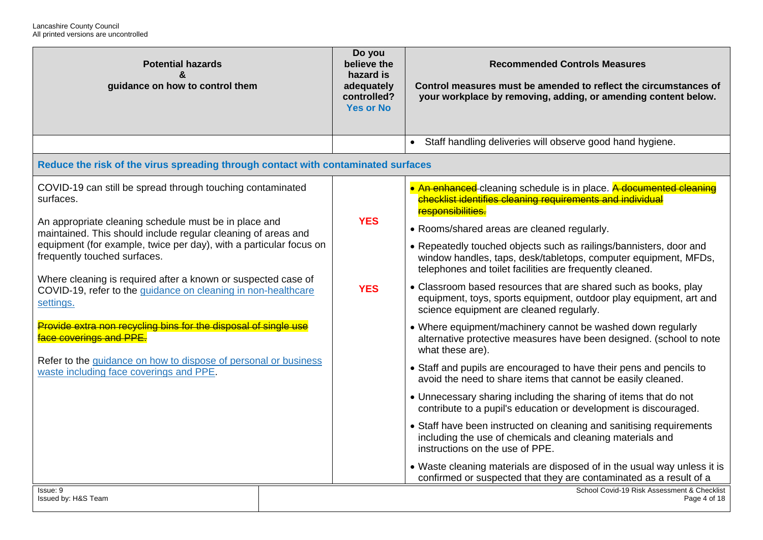| Potential hazards & guidance on how to control them | Do you believe the hazard is adequately controlled? Yes or No | Recommended Controls Measures<br><br>Control measures must be amended to reflect the circumstances of your workplace by removing, adding, or amending content below. |
|---|---|---|
| | | • Staff handling deliveries will observe good hand hygiene. |
| **Reduce the risk of the virus spreading through contact with contaminated surfaces** | | |
| COVID-19 can still be spread through touching contaminated surfaces.<br><br>An appropriate cleaning schedule must be in place and maintained. This should include regular cleaning of areas and equipment (for example, twice per day), with a particular focus on frequently touched surfaces.<br><br>Where cleaning is required after a known or suspected case of COVID-19, refer to the guidance on cleaning in non-healthcare settings.<br><br>~~Provide extra non recycling bins for the disposal of single use face coverings and PPE.~~<br><br>Refer to the guidance on how to dispose of personal or business waste including face coverings and PPE. | **YES**<br><br>**YES** | • ~~An enhanced~~ cleaning schedule is in place. ~~A documented cleaning checklist identifies cleaning requirements and individual responsibilities.~~<br><br>• Rooms/shared areas are cleaned regularly.<br><br>• Repeatedly touched objects such as railings/bannisters, door and window handles, taps, desk/tabletops, computer equipment, MFDs, telephones and toilet facilities are frequently cleaned.<br><br>• Classroom based resources that are shared such as books, play equipment, toys, sports equipment, outdoor play equipment, art and science equipment are cleaned regularly.<br><br>• Where equipment/machinery cannot be washed down regularly alternative protective measures have been designed. (school to note what these are).<br><br>• Staff and pupils are encouraged to have their pens and pencils to avoid the need to share items that cannot be easily cleaned.<br><br>• Unnecessary sharing including the sharing of items that do not contribute to a pupil's education or development is discouraged.<br><br>• Staff have been instructed on cleaning and sanitising requirements including the use of chemicals and cleaning materials and instructions on the use of PPE.<br><br>• Waste cleaning materials are disposed of in the usual way unless it is confirmed or suspected that they are contaminated as a result of a |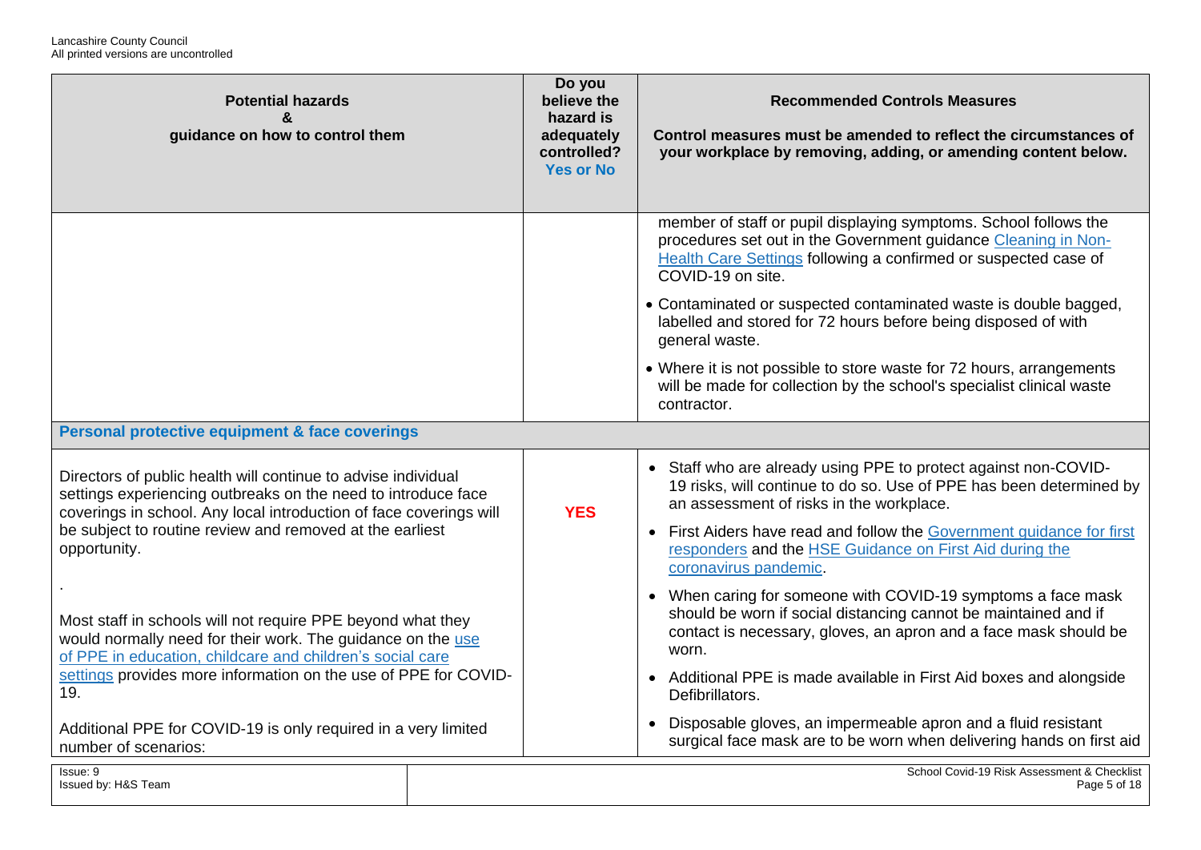| Potential hazards & guidance on how to control them | Do you believe the hazard is adequately controlled? Yes or No | Recommended Controls Measures<br><br>Control measures must be amended to reflect the circumstances of your workplace by removing, adding, or amending content below. |
|---|---|---|
| | | member of staff or pupil displaying symptoms. School follows the procedures set out in the Government guidance [Cleaning in Non-Health Care Settings](#) following a confirmed or suspected case of COVID-19 on site.<br><br>• Contaminated or suspected contaminated waste is double bagged, labelled and stored for 72 hours before being disposed of with general waste.<br><br>• Where it is not possible to store waste for 72 hours, arrangements will be made for collection by the school's specialist clinical waste contractor. |
| **Personal protective equipment & face coverings** | | |
| Directors of public health will continue to advise individual settings experiencing outbreaks on the need to introduce face coverings in school. Any local introduction of face coverings will be subject to routine review and removed at the earliest opportunity.<br><br>.<br><br>Most staff in schools will not require PPE beyond what they would normally need for their work. The guidance on the [use of PPE in education, childcare and children's social care settings](#) provides more information on the use of PPE for COVID-19.<br><br>Additional PPE for COVID-19 is only required in a very limited number of scenarios: | **YES** | • Staff who are already using PPE to protect against non-COVID-19 risks, will continue to do so. Use of PPE has been determined by an assessment of risks in the workplace.<br><br>• First Aiders have read and follow the [Government guidance for first responders](#) and the [HSE Guidance on First Aid during the coronavirus pandemic](#).<br><br>• When caring for someone with COVID-19 symptoms a face mask should be worn if social distancing cannot be maintained and if contact is necessary, gloves, an apron and a face mask should be worn.<br><br>• Additional PPE is made available in First Aid boxes and alongside Defibrillators.<br><br>• Disposable gloves, an impermeable apron and a fluid resistant surgical face mask are to be worn when delivering hands on first aid |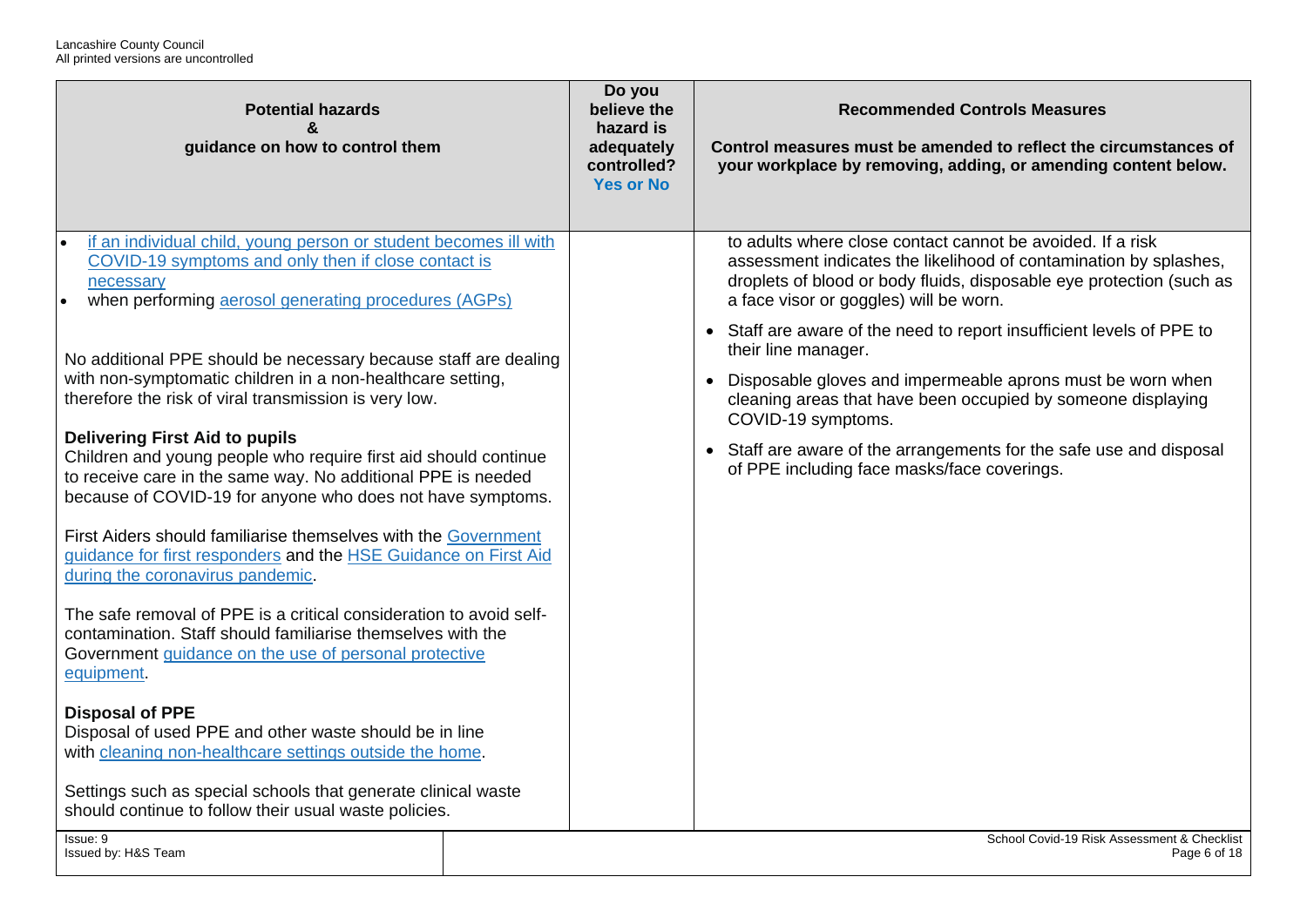| Potential hazards & guidance on how to control them | Do you believe the hazard is adequately controlled? Yes or No | Recommended Controls Measures<br>Control measures must be amended to reflect the circumstances of your workplace by removing, adding, or amending content below. |
|---|---|---|
| • if an individual child, young person or student becomes ill with COVID-19 symptoms and only then if close contact is necessary<br>• when performing aerosol generating procedures (AGPs)<br><br>No additional PPE should be necessary because staff are dealing with non-symptomatic children in a non-healthcare setting, therefore the risk of viral transmission is very low.<br><br>**Delivering First Aid to pupils**<br>Children and young people who require first aid should continue to receive care in the same way. No additional PPE is needed because of COVID-19 for anyone who does not have symptoms.<br><br>First Aiders should familiarise themselves with the Government guidance for first responders and the HSE Guidance on First Aid during the coronavirus pandemic.<br><br>The safe removal of PPE is a critical consideration to avoid self-contamination. Staff should familiarise themselves with the Government guidance on the use of personal protective equipment.<br><br>**Disposal of PPE**<br>Disposal of used PPE and other waste should be in line with cleaning non-healthcare settings outside the home.<br><br>Settings such as special schools that generate clinical waste should continue to follow their usual waste policies. | | to adults where close contact cannot be avoided. If a risk assessment indicates the likelihood of contamination by splashes, droplets of blood or body fluids, disposable eye protection (such as a face visor or goggles) will be worn.<br><br>• Staff are aware of the need to report insufficient levels of PPE to their line manager.<br>• Disposable gloves and impermeable aprons must be worn when cleaning areas that have been occupied by someone displaying COVID-19 symptoms.<br>• Staff are aware of the arrangements for the safe use and disposal of PPE including face masks/face coverings. |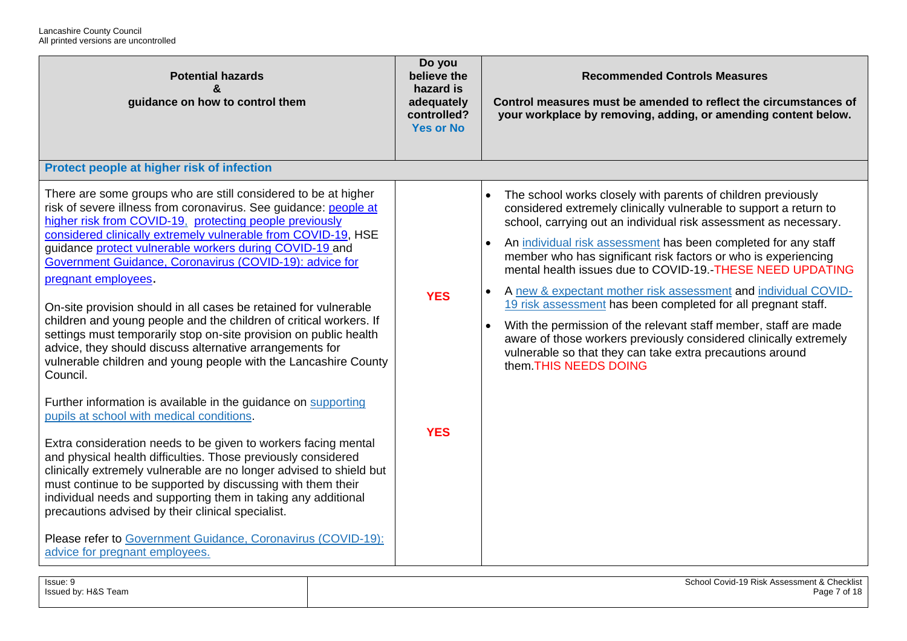| Potential hazards & guidance on how to control them | Do you believe the hazard is adequately controlled? Yes or No | Recommended Controls Measures<br><br>Control measures must be amended to reflect the circumstances of your workplace by removing, adding, or amending content below. |
|---|---|---|
| **Protect people at higher risk of infection** | | |
| There are some groups who are still considered to be at higher risk of severe illness from coronavirus. See guidance: people at higher risk from COVID-19, protecting people previously considered clinically extremely vulnerable from COVID-19, HSE guidance protect vulnerable workers during COVID-19 and Government Guidance, Coronavirus (COVID-19): advice for pregnant employees.<br><br>On-site provision should in all cases be retained for vulnerable children and young people and the children of critical workers. If settings must temporarily stop on-site provision on public health advice, they should discuss alternative arrangements for vulnerable children and young people with the Lancashire County Council.<br><br>Further information is available in the guidance on supporting pupils at school with medical conditions.<br><br>Extra consideration needs to be given to workers facing mental and physical health difficulties. Those previously considered clinically extremely vulnerable are no longer advised to shield but must continue to be supported by discussing with them their individual needs and supporting them in taking any additional precautions advised by their clinical specialist.<br><br>Please refer to Government Guidance, Coronavirus (COVID-19): advice for pregnant employees. | **YES**<br><br>**YES** | • The school works closely with parents of children previously considered extremely clinically vulnerable to support a return to school, carrying out an individual risk assessment as necessary.<br>• An individual risk assessment has been completed for any staff member who has significant risk factors or who is experiencing mental health issues due to COVID-19.-THESE NEED UPDATING<br>• A new & expectant mother risk assessment and individual COVID-19 risk assessment has been completed for all pregnant staff.<br>• With the permission of the relevant staff member, staff are made aware of those workers previously considered clinically extremely vulnerable so that they can take extra precautions around them.THIS NEEDS DOING |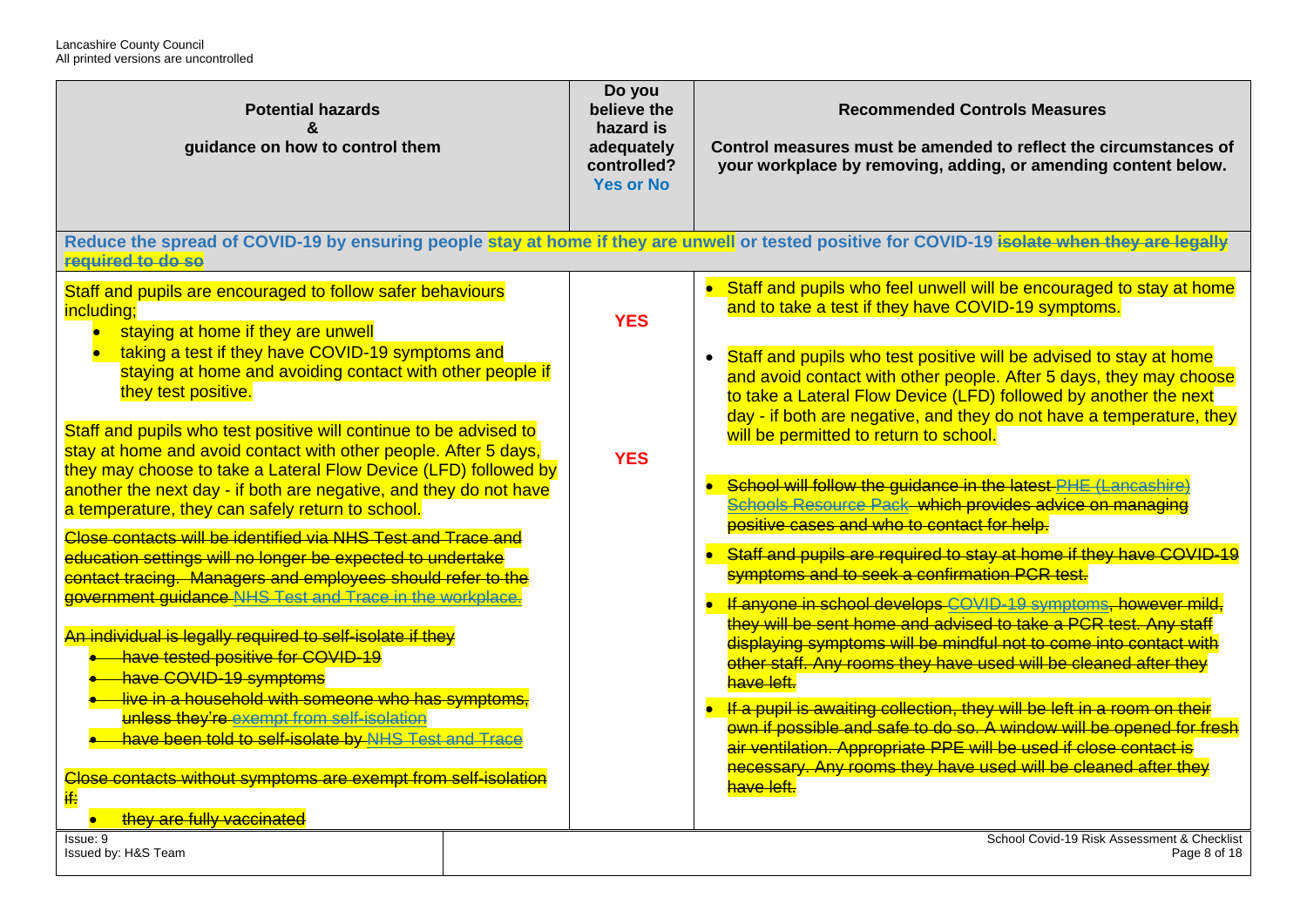| Potential hazards & guidance on how to control them | Do you believe the hazard is adequately controlled? Yes or No | Recommended Controls Measures<br><br>Control measures must be amended to reflect the circumstances of your workplace by removing, adding, or amending content below. |
|---|---|---|
| **Reduce the spread of COVID-19 by ensuring people stay at home if they are unwell or tested positive for COVID-19 ~~isolate when they are legally required to do so~~** | | |
| Staff and pupils are encouraged to follow safer behaviours including;<br>• staying at home if they are unwell<br>• taking a test if they have COVID-19 symptoms and staying at home and avoiding contact with other people if they test positive.<br><br>Staff and pupils who test positive will continue to be advised to stay at home and avoid contact with other people. After 5 days, they may choose to take a Lateral Flow Device (LFD) followed by another the next day - if both are negative, and they do not have a temperature, they can safely return to school.<br><br>~~Close contacts will be identified via NHS Test and Trace and education settings will no longer be expected to undertake contact tracing. Managers and employees should refer to the government guidance NHS Test and Trace in the workplace.~~<br><br>~~An individual is legally required to self-isolate if they~~<br>• ~~have tested positive for COVID-19~~<br>• ~~have COVID-19 symptoms~~<br>• ~~live in a household with someone who has symptoms, unless they're exempt from self-isolation~~<br>• ~~have been told to self-isolate by NHS Test and Trace~~<br><br>~~Close contacts without symptoms are exempt from self-isolation if:~~<br>• ~~they are fully vaccinated~~ | **YES**<br><br><br><br><br>**YES** | • Staff and pupils who feel unwell will be encouraged to stay at home and to take a test if they have COVID-19 symptoms.<br><br>• Staff and pupils who test positive will be advised to stay at home and avoid contact with other people. After 5 days, they may choose to take a Lateral Flow Device (LFD) followed by another the next day - if both are negative, and they do not have a temperature, they will be permitted to return to school.<br><br>• ~~School will follow the guidance in the latest PHE (Lancashire) Schools Resource Pack which provides advice on managing positive cases and who to contact for help.~~<br><br>• ~~Staff and pupils are required to stay at home if they have COVID-19 symptoms and to seek a confirmation PCR test.~~<br><br>• ~~If anyone in school develops COVID-19 symptoms, however mild, they will be sent home and advised to take a PCR test. Any staff displaying symptoms will be mindful not to come into contact with other staff. Any rooms they have used will be cleaned after they have left.~~<br><br>• ~~If a pupil is awaiting collection, they will be left in a room on their own if possible and safe to do so. A window will be opened for fresh air ventilation. Appropriate PPE will be used if close contact is necessary. Any rooms they have used will be cleaned after they have left.~~ |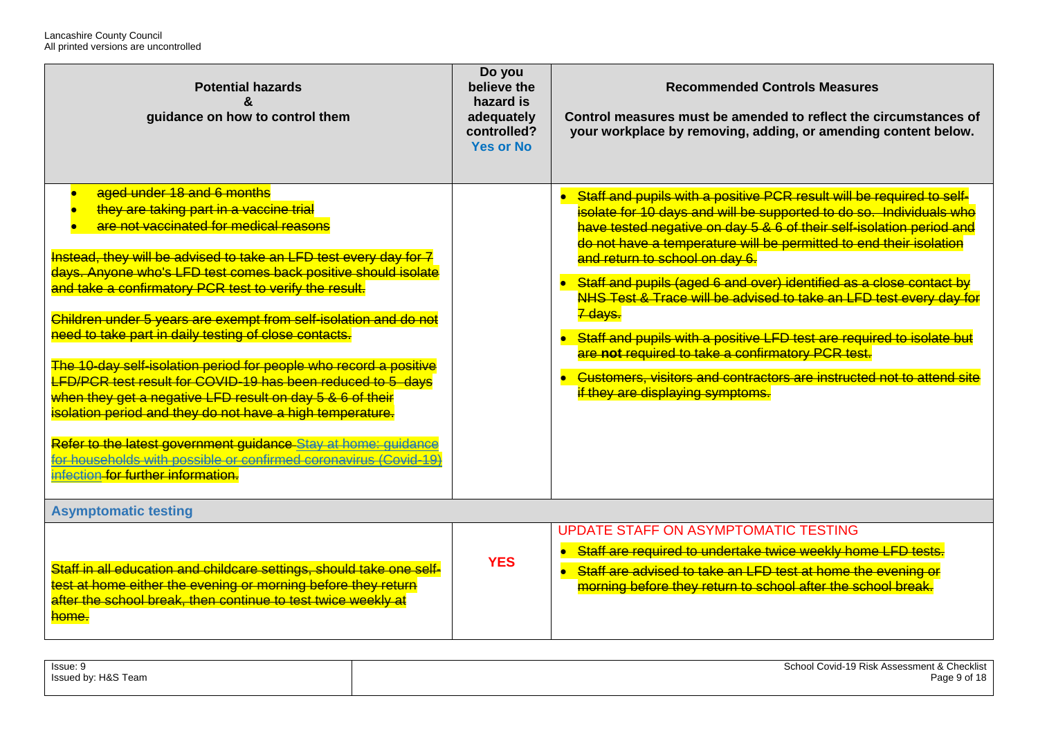| Potential hazards & guidance on how to control them | Do you believe the hazard is adequately controlled? Yes or No | Recommended Controls Measures<br><br>Control measures must be amended to reflect the circumstances of your workplace by removing, adding, or amending content below. |
| --- | --- | --- |
| <ul><li>~~aged under 18 and 6 months~~</li><li>~~they are taking part in a vaccine trial~~</li><li>~~are not vaccinated for medical reasons~~</li></ul>~~Instead, they will be advised to take an LFD test every day for 7 days. Anyone who's LFD test comes back positive should isolate and take a confirmatory PCR test to verify the result.~~<br><br>~~Children under 5 years are exempt from self-isolation and do not need to take part in daily testing of close contacts.~~<br><br>~~The 10-day self-isolation period for people who record a positive LFD/PCR test result for COVID-19 has been reduced to 5 days when they get a negative LFD result on day 5 & 6 of their isolation period and they do not have a high temperature.~~<br><br>~~Refer to the latest government guidance Stay at home: guidance for households with possible or confirmed coronavirus (Covid-19) infection for further information.~~ | | <ul><li>~~Staff and pupils with a positive PCR result will be required to self-isolate for 10 days and will be supported to do so. Individuals who have tested negative on day 5 & 6 of their self-isolation period and do not have a temperature will be permitted to end their isolation and return to school on day 6.~~</li><li>~~Staff and pupils (aged 6 and over) identified as a close contact by NHS Test & Trace will be advised to take an LFD test every day for 7 days.~~</li><li>~~Staff and pupils with a positive LFD test are required to isolate but are **not** required to take a confirmatory PCR test.~~</li><li>~~Customers, visitors and contractors are instructed not to attend site if they are displaying symptoms.~~</li></ul> |
| **Asymptomatic testing** | | |
| ~~Staff in all education and childcare settings, should take one self-test at home either the evening or morning before they return after the school break, then continue to test twice weekly at home.~~ | **YES** | UPDATE STAFF ON ASYMPTOMATIC TESTING<ul><li>~~Staff are required to undertake twice weekly home LFD tests.~~</li><li>~~Staff are advised to take an LFD test at home the evening or morning before they return to school after the school break.~~</li></ul> |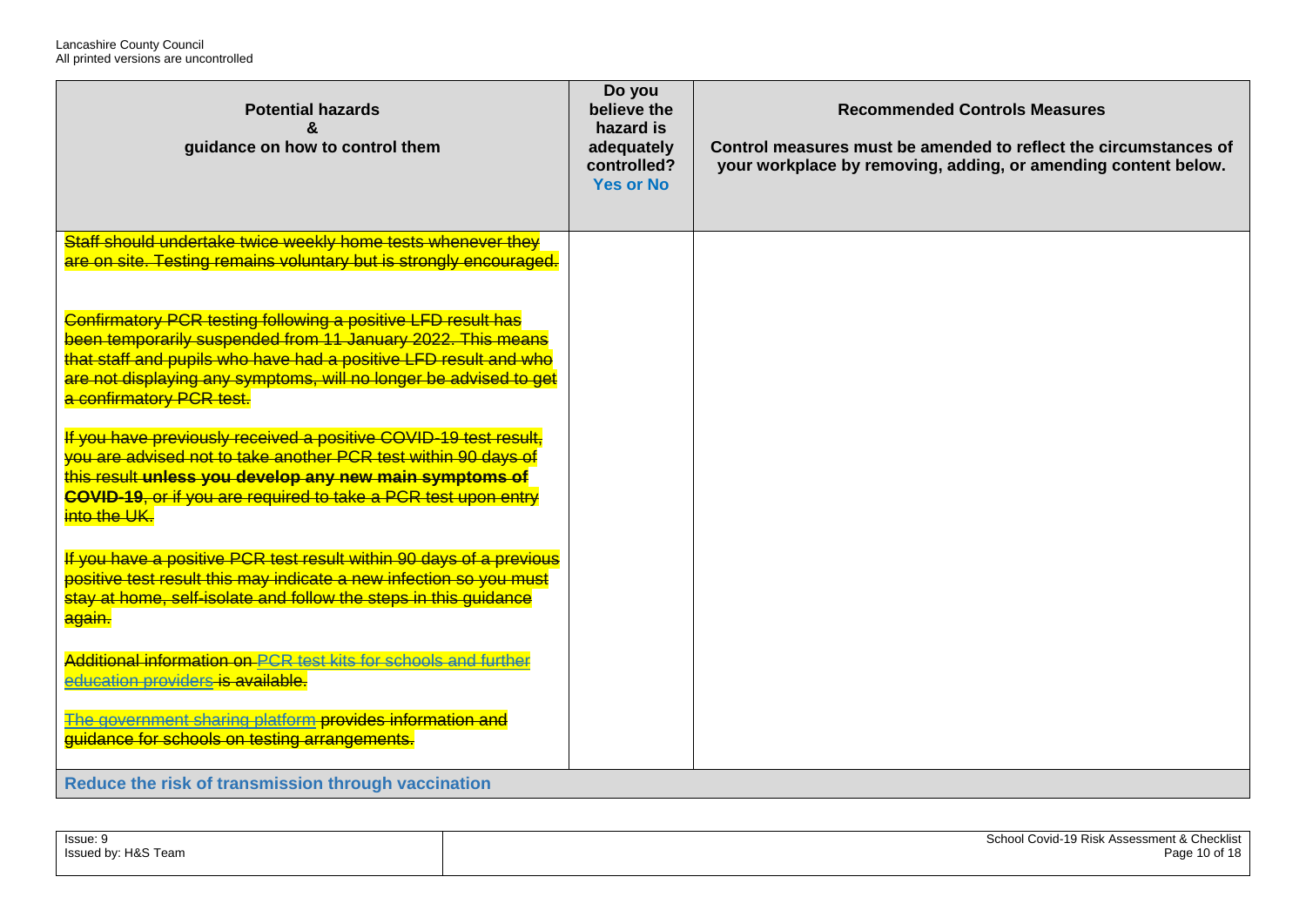| Potential hazards & guidance on how to control them | Do you believe the hazard is adequately controlled? Yes or No | Recommended Controls Measures<br>Control measures must be amended to reflect the circumstances of your workplace by removing, adding, or amending content below. |
|---|---|---|
| ~~Staff should undertake twice weekly home tests whenever they are on site. Testing remains voluntary but is strongly encouraged.~~<br><br>~~Confirmatory PCR testing following a positive LFD result has been temporarily suspended from 11 January 2022. This means that staff and pupils who have had a positive LFD result and who are not displaying any symptoms, will no longer be advised to get a confirmatory PCR test.~~<br><br>~~If you have previously received a positive COVID-19 test result, you are advised not to take another PCR test within 90 days of this result **unless you develop any new main symptoms of COVID-19**, or if you are required to take a PCR test upon entry into the UK.~~<br><br>~~If you have a positive PCR test result within 90 days of a previous positive test result this may indicate a new infection so you must stay at home, self-isolate and follow the steps in this guidance again.~~<br><br>~~Additional information on PCR test kits for schools and further education providers is available.~~<br><br>~~The government sharing platform **provides information and guidance for schools on testing arrangements.**~~ | | |
| **Reduce the risk of transmission through vaccination** | | |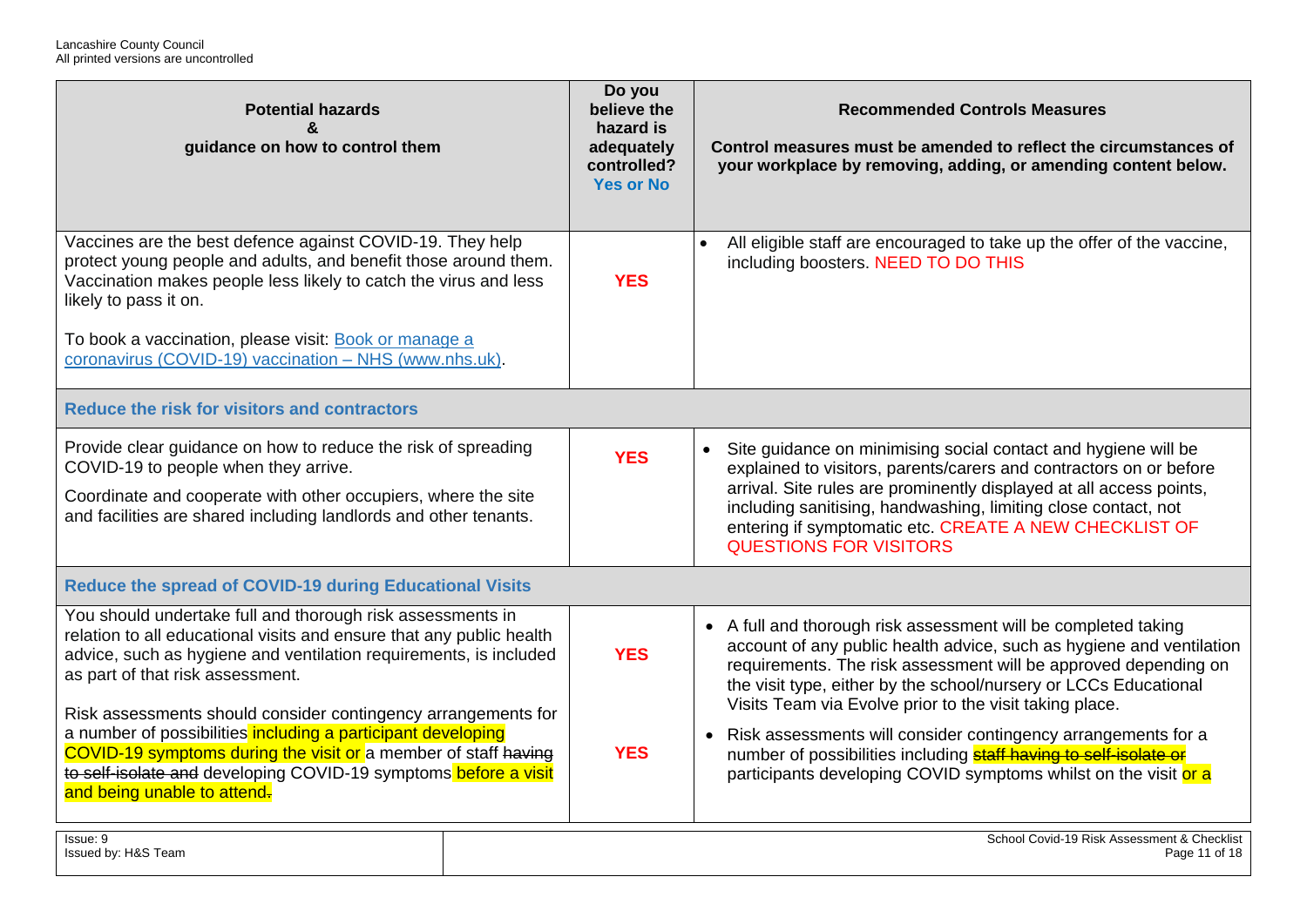| Potential hazards & guidance on how to control them | Do you believe the hazard is adequately controlled? Yes or No | Recommended Controls Measures<br><br>Control measures must be amended to reflect the circumstances of your workplace by removing, adding, or amending content below. |
|---|---|---|
| Vaccines are the best defence against COVID-19. They help protect young people and adults, and benefit those around them. Vaccination makes people less likely to catch the virus and less likely to pass it on.<br><br>To book a vaccination, please visit: [Book or manage a coronavirus (COVID-19) vaccination – NHS (www.nhs.uk)]. | **YES** | • All eligible staff are encouraged to take up the offer of the vaccine, including boosters. NEED TO DO THIS |
| **Reduce the risk for visitors and contractors** | | |
| Provide clear guidance on how to reduce the risk of spreading COVID-19 to people when they arrive.<br><br>Coordinate and cooperate with other occupiers, where the site and facilities are shared including landlords and other tenants. | **YES** | • Site guidance on minimising social contact and hygiene will be explained to visitors, parents/carers and contractors on or before arrival. Site rules are prominently displayed at all access points, including sanitising, handwashing, limiting close contact, not entering if symptomatic etc. CREATE A NEW CHECKLIST OF QUESTIONS FOR VISITORS |
| **Reduce the spread of COVID-19 during Educational Visits** | | |
| You should undertake full and thorough risk assessments in relation to all educational visits and ensure that any public health advice, such as hygiene and ventilation requirements, is included as part of that risk assessment. | **YES** | • A full and thorough risk assessment will be completed taking account of any public health advice, such as hygiene and ventilation requirements. The risk assessment will be approved depending on the visit type, either by the school/nursery or LCCs Educational Visits Team via Evolve prior to the visit taking place. |
| Risk assessments should consider contingency arrangements for a number of possibilities including a participant developing COVID-19 symptoms during the visit or a member of staff ~~having to self-isolate and~~ developing COVID-19 symptoms before a visit and being unable to attend~~.~~ | **YES** | • Risk assessments will consider contingency arrangements for a number of possibilities including ~~staff having to self-isolate or~~ participants developing COVID symptoms whilst on the visit or a |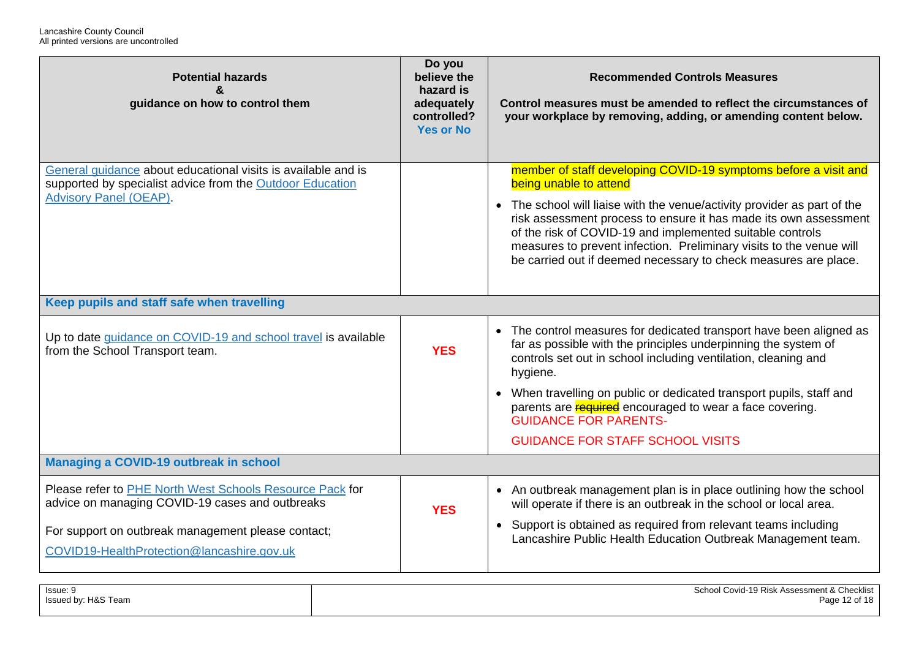| Potential hazards & guidance on how to control them | Do you believe the hazard is adequately controlled? Yes or No | Recommended Controls Measures Control measures must be amended to reflect the circumstances of your workplace by removing, adding, or amending content below. |
|---|---|---|
| General guidance about educational visits is available and is supported by specialist advice from the Outdoor Education Advisory Panel (OEAP). | | member of staff developing COVID-19 symptoms before a visit and being unable to attend<br>• The school will liaise with the venue/activity provider as part of the risk assessment process to ensure it has made its own assessment of the risk of COVID-19 and implemented suitable controls measures to prevent infection. Preliminary visits to the venue will be carried out if deemed necessary to check measures are place. |
| **Keep pupils and staff safe when travelling** | | |
| Up to date guidance on COVID-19 and school travel is available from the School Transport team. | **YES** | • The control measures for dedicated transport have been aligned as far as possible with the principles underpinning the system of controls set out in school including ventilation, cleaning and hygiene.<br>• When travelling on public or dedicated transport pupils, staff and parents are ~~required~~ encouraged to wear a face covering. GUIDANCE FOR PARENTS-<br>GUIDANCE FOR STAFF SCHOOL VISITS |
| **Managing a COVID-19 outbreak in school** | | |
| Please refer to PHE North West Schools Resource Pack for advice on managing COVID-19 cases and outbreaks<br>For support on outbreak management please contact;<br>COVID19-HealthProtection@lancashire.gov.uk | **YES** | • An outbreak management plan is in place outlining how the school will operate if there is an outbreak in the school or local area.<br>• Support is obtained as required from relevant teams including Lancashire Public Health Education Outbreak Management team. |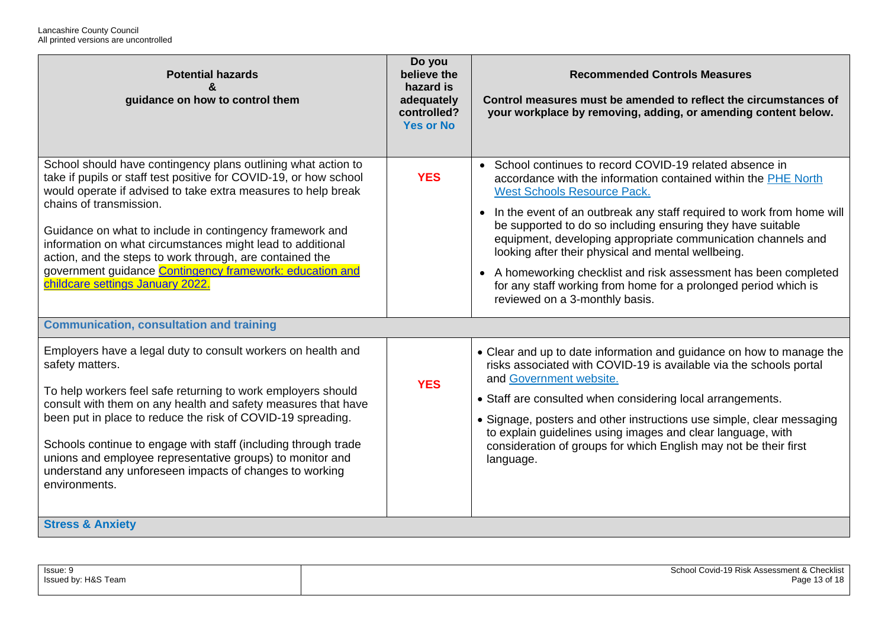| Potential hazards & guidance on how to control them | Do you believe the hazard is adequately controlled? Yes or No | Recommended Controls Measures<br><br>Control measures must be amended to reflect the circumstances of your workplace by removing, adding, or amending content below. |
|---|---|---|
| School should have contingency plans outlining what action to take if pupils or staff test positive for COVID-19, or how school would operate if advised to take extra measures to help break chains of transmission.<br><br>Guidance on what to include in contingency framework and information on what circumstances might lead to additional action, and the steps to work through, are contained the government guidance [Contingency framework: education and childcare settings January 2022.]() | **YES** | • School continues to record COVID-19 related absence in accordance with the information contained within the [PHE North West Schools Resource Pack.]()<br>• In the event of an outbreak any staff required to work from home will be supported to do so including ensuring they have suitable equipment, developing appropriate communication channels and looking after their physical and mental wellbeing.<br>• A homeworking checklist and risk assessment has been completed for any staff working from home for a prolonged period which is reviewed on a 3-monthly basis. |
| **Communication, consultation and training** | | |
| Employers have a legal duty to consult workers on health and safety matters.<br><br>To help workers feel safe returning to work employers should consult with them on any health and safety measures that have been put in place to reduce the risk of COVID-19 spreading.<br><br>Schools continue to engage with staff (including through trade unions and employee representative groups) to monitor and understand any unforeseen impacts of changes to working environments. | **YES** | • Clear and up to date information and guidance on how to manage the risks associated with COVID-19 is available via the schools portal and [Government website.]()<br>• Staff are consulted when considering local arrangements.<br>• Signage, posters and other instructions use simple, clear messaging to explain guidelines using images and clear language, with consideration of groups for which English may not be their first language. |
| **Stress & Anxiety** | | |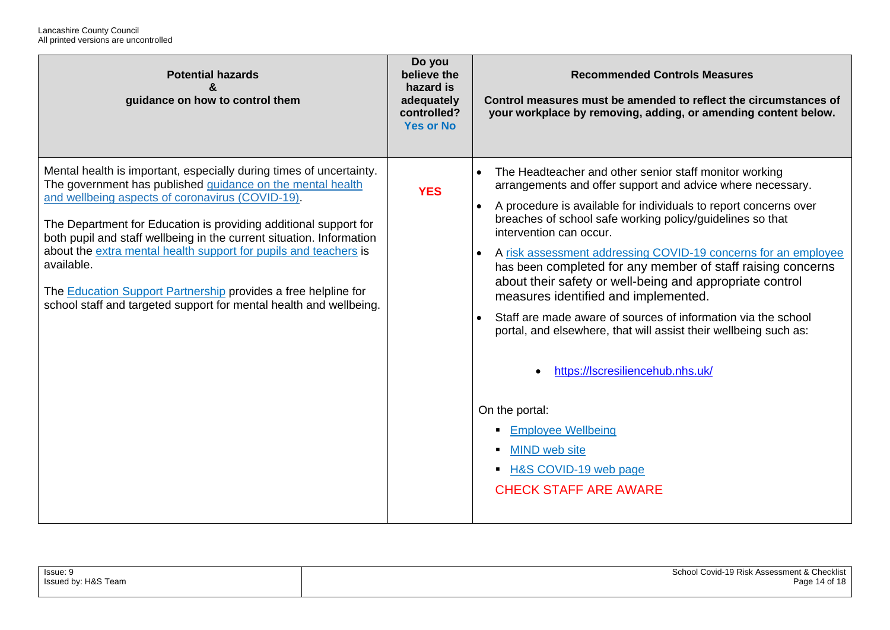| Potential hazards & guidance on how to control them | Do you believe the hazard is adequately controlled? Yes or No | Recommended Controls Measures<br><br>Control measures must be amended to reflect the circumstances of your workplace by removing, adding, or amending content below. |
|---|---|---|
| Mental health is important, especially during times of uncertainty. The government has published guidance on the mental health and wellbeing aspects of coronavirus (COVID-19).<br><br>The Department for Education is providing additional support for both pupil and staff wellbeing in the current situation. Information about the extra mental health support for pupils and teachers is available.<br><br>The Education Support Partnership provides a free helpline for school staff and targeted support for mental health and wellbeing. | **YES** | • The Headteacher and other senior staff monitor working arrangements and offer support and advice where necessary.<br>• A procedure is available for individuals to report concerns over breaches of school safe working policy/guidelines so that intervention can occur.<br>• A risk assessment addressing COVID-19 concerns for an employee has been completed for any member of staff raising concerns about their safety or well-being and appropriate control measures identified and implemented.<br>• Staff are made aware of sources of information via the school portal, and elsewhere, that will assist their wellbeing such as:<br>  ◦ https://lscresiliencehub.nhs.uk/<br><br>On the portal:<br>▪ Employee Wellbeing<br>▪ MIND web site<br>▪ H&S COVID-19 web page<br><br>CHECK STAFF ARE AWARE |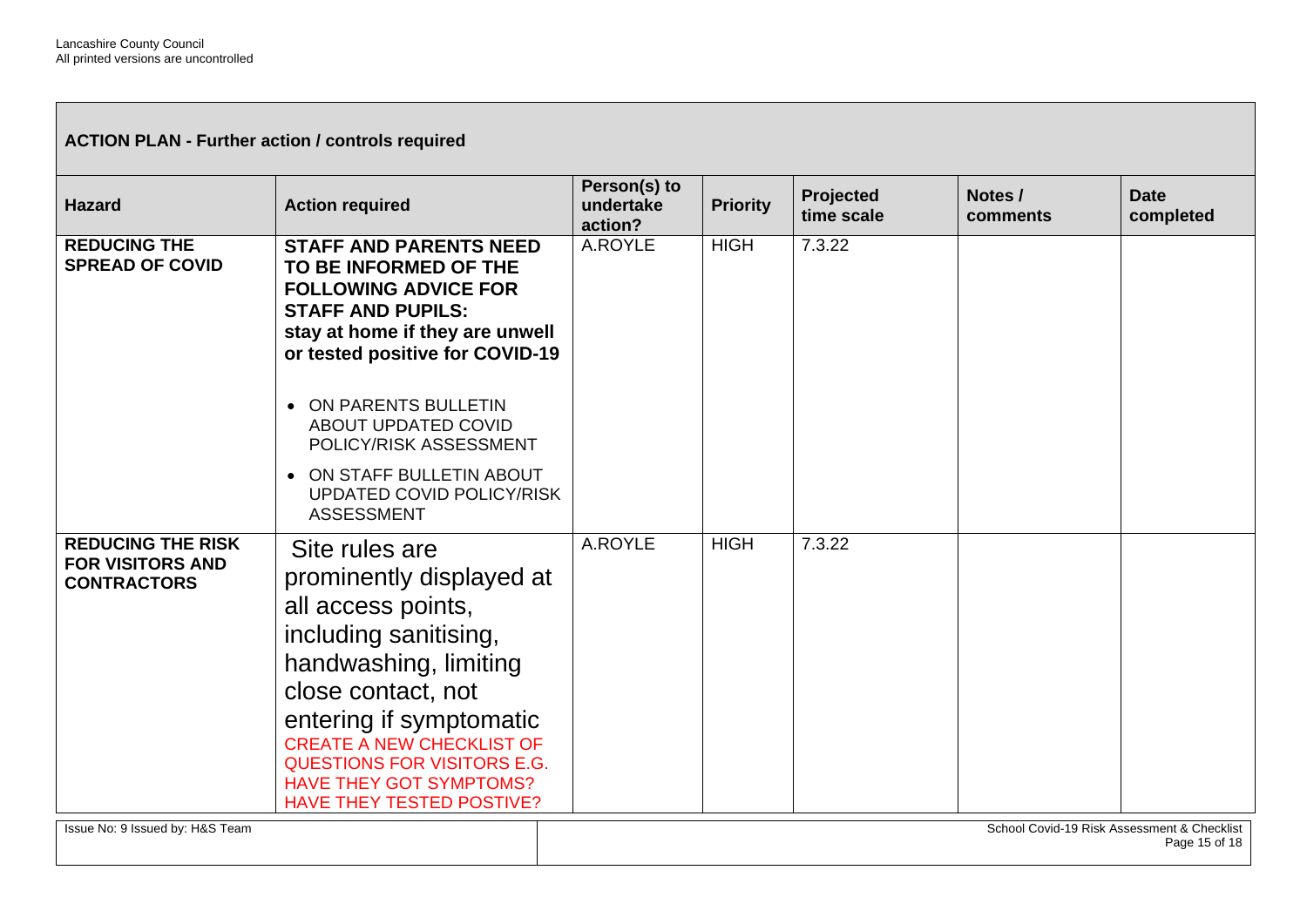## ACTION PLAN - Further action / controls required

| Hazard | Action required | Person(s) to undertake action? | Priority | Projected time scale | Notes / comments | Date completed |
|---|---|---|---|---|---|---|
| **REDUCING THE SPREAD OF COVID** | **STAFF AND PARENTS NEED TO BE INFORMED OF THE FOLLOWING ADVICE FOR STAFF AND PUPILS: stay at home if they are unwell or tested positive for COVID-19**<br><br>• ON PARENTS BULLETIN ABOUT UPDATED COVID POLICY/RISK ASSESSMENT<br>• ON STAFF BULLETIN ABOUT UPDATED COVID POLICY/RISK ASSESSMENT | A.ROYLE | HIGH | 7.3.22 | | |
| **REDUCING THE RISK FOR VISITORS AND CONTRACTORS** | Site rules are prominently displayed at all access points, including sanitising, handwashing, limiting close contact, not entering if symptomatic<br>CREATE A NEW CHECKLIST OF QUESTIONS FOR VISITORS E.G. HAVE THEY GOT SYMPTOMS? HAVE THEY TESTED POSTIVE? | A.ROYLE | HIGH | 7.3.22 | | |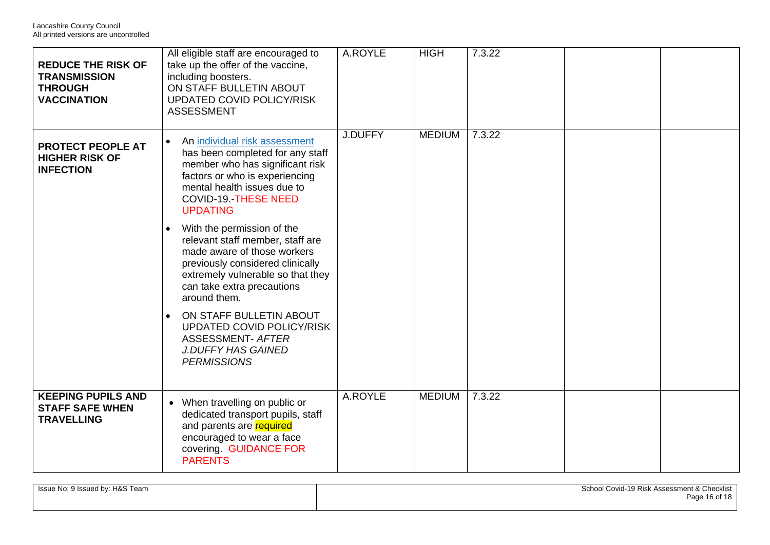| | | | | | | |
|---|---|---|---|---|---|---|
| **REDUCE THE RISK OF TRANSMISSION THROUGH VACCINATION** | All eligible staff are encouraged to take up the offer of the vaccine, including boosters.<br>ON STAFF BULLETIN ABOUT UPDATED COVID POLICY/RISK ASSESSMENT | A.ROYLE | HIGH | 7.3.22 | | |
| **PROTECT PEOPLE AT HIGHER RISK OF INFECTION** | • An individual risk assessment has been completed for any staff member who has significant risk factors or who is experiencing mental health issues due to COVID-19.-THESE NEED UPDATING<br>• With the permission of the relevant staff member, staff are made aware of those workers previously considered clinically extremely vulnerable so that they can take extra precautions around them.<br>• ON STAFF BULLETIN ABOUT UPDATED COVID POLICY/RISK ASSESSMENT- *AFTER J.DUFFY HAS GAINED PERMISSIONS* | J.DUFFY | MEDIUM | 7.3.22 | | |
| **KEEPING PUPILS AND STAFF SAFE WHEN TRAVELLING** | • When travelling on public or dedicated transport pupils, staff and parents are ~~required~~ encouraged to wear a face covering. GUIDANCE FOR PARENTS | A.ROYLE | MEDIUM | 7.3.22 | | |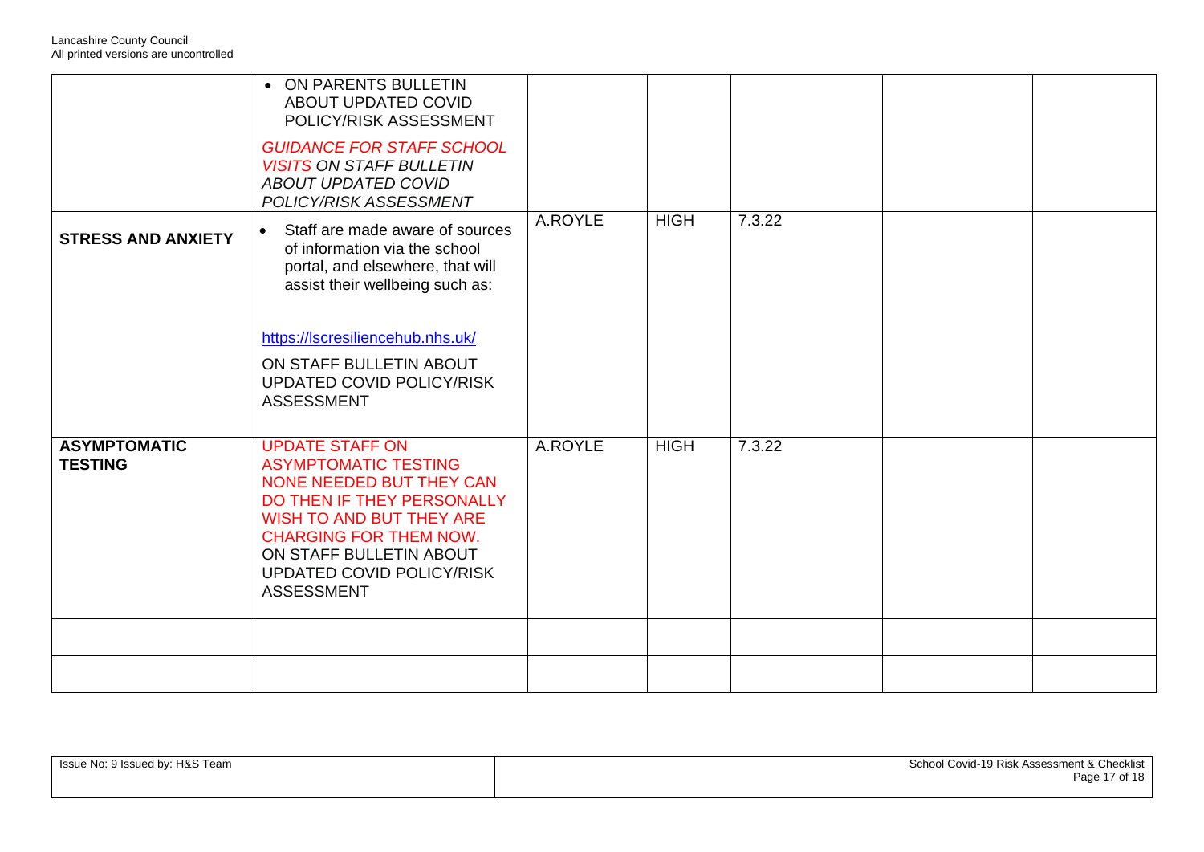| | | | | | | |
|---|---|---|---|---|---|---|
| | • ON PARENTS BULLETIN ABOUT UPDATED COVID POLICY/RISK ASSESSMENT<br><br>*GUIDANCE FOR STAFF SCHOOL VISITS ON STAFF BULLETIN ABOUT UPDATED COVID POLICY/RISK ASSESSMENT* | | | | | |
| **STRESS AND ANXIETY** | • Staff are made aware of sources of information via the school portal, and elsewhere, that will assist their wellbeing such as:<br><br>https://lscresiliencehub.nhs.uk/<br><br>ON STAFF BULLETIN ABOUT UPDATED COVID POLICY/RISK ASSESSMENT | A.ROYLE | HIGH | 7.3.22 | | |
| **ASYMPTOMATIC TESTING** | UPDATE STAFF ON ASYMPTOMATIC TESTING NONE NEEDED BUT THEY CAN DO THEN IF THEY PERSONALLY WISH TO AND BUT THEY ARE CHARGING FOR THEM NOW. ON STAFF BULLETIN ABOUT UPDATED COVID POLICY/RISK ASSESSMENT | A.ROYLE | HIGH | 7.3.22 | | |
| | | | | | | |
| | | | | | | |